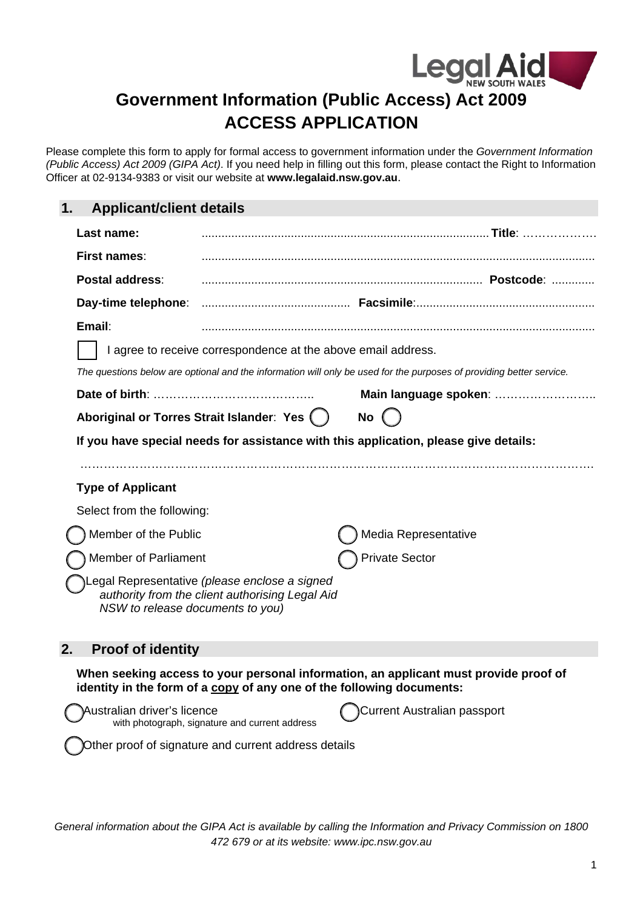Legal Aid NEW SOUTH WALES

# Government Information (Public Access) Act 2009
# ACCESS APPLICATION

Please complete this form to apply for formal access to government information under the *Government Information (Public Access) Act 2009 (GIPA Act)*. If you need help in filling out this form, please contact the Right to Information Officer at 02-9134-9383 or visit our website at **www.legalaid.nsw.gov.au**.

## 1. Applicant/client details

**Last name:** ....................................................................................... **Title**: ……………….

**First names**: .......................................................................................................................

**Postal address**: .................................................................................... **Postcode**: .............

**Day-time telephone**: ............................................ **Facsimile**:......................................................

**Email**: .......................................................................................................................

☐ I agree to receive correspondence at the above email address.

*The questions below are optional and the information will only be used for the purposes of providing better service.*

**Date of birth**: ………………………………….. **Main language spoken**: ……………………..

**Aboriginal or Torres Strait Islander**: **Yes** ○ **No** ○

**If you have special needs for assistance with this application, please give details:**

………………………………………………………………………………………………………………….

**Type of Applicant**

Select from the following:

○ Member of the Public

○ Media Representative

○ Member of Parliament

○ Private Sector

○ Legal Representative *(please enclose a signed authority from the client authorising Legal Aid NSW to release documents to you)*

## 2. Proof of identity

**When seeking access to your personal information, an applicant must provide proof of identity in the form of a <u>copy</u> of any one of the following documents:**

○ Australian driver's licence with photograph, signature and current address

○ Current Australian passport

○ Other proof of signature and current address details

*General information about the GIPA Act is available by calling the Information and Privacy Commission on 1800 472 679 or at its website: www.ipc.nsw.gov.au*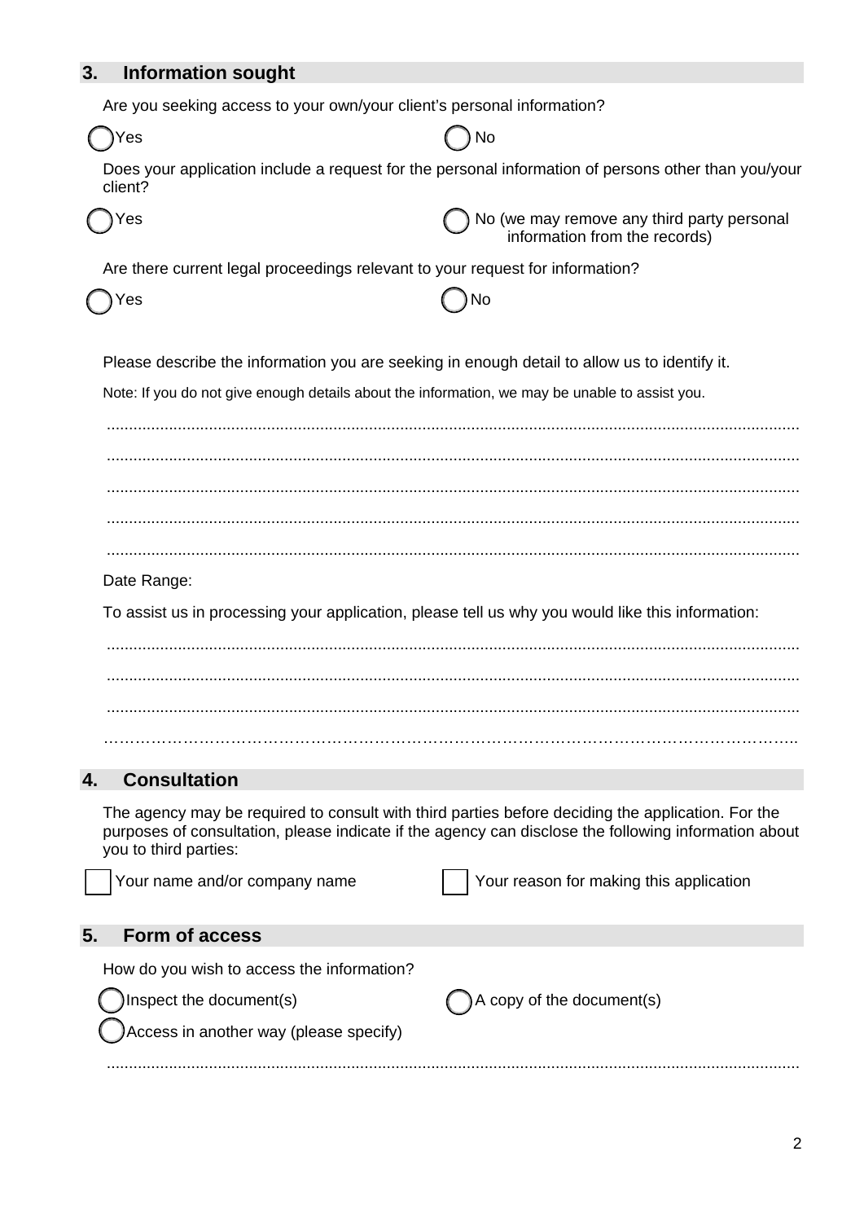## 3. Information sought

Are you seeking access to your own/your client's personal information?

◯ Yes ◯ No

Does your application include a request for the personal information of persons other than you/your client?

◯ Yes ◯ No (we may remove any third party personal information from the records)

Are there current legal proceedings relevant to your request for information?

◯ Yes ◯ No

Please describe the information you are seeking in enough detail to allow us to identify it.

Note: If you do not give enough details about the information, we may be unable to assist you.

..........................................................................................................................................................

..........................................................................................................................................................

..........................................................................................................................................................

..........................................................................................................................................................

..........................................................................................................................................................

Date Range:

To assist us in processing your application, please tell us why you would like this information:

..........................................................................................................................................................

..........................................................................................................................................................

..........................................................................................................................................................

……………………………………………………………………………………………………………..

## 4. Consultation

The agency may be required to consult with third parties before deciding the application. For the purposes of consultation, please indicate if the agency can disclose the following information about you to third parties:

☐ Your name and/or company name ☐ Your reason for making this application

## 5. Form of access

How do you wish to access the information?

◯ Inspect the document(s) ◯ A copy of the document(s)

◯ Access in another way (please specify)

..........................................................................................................................................................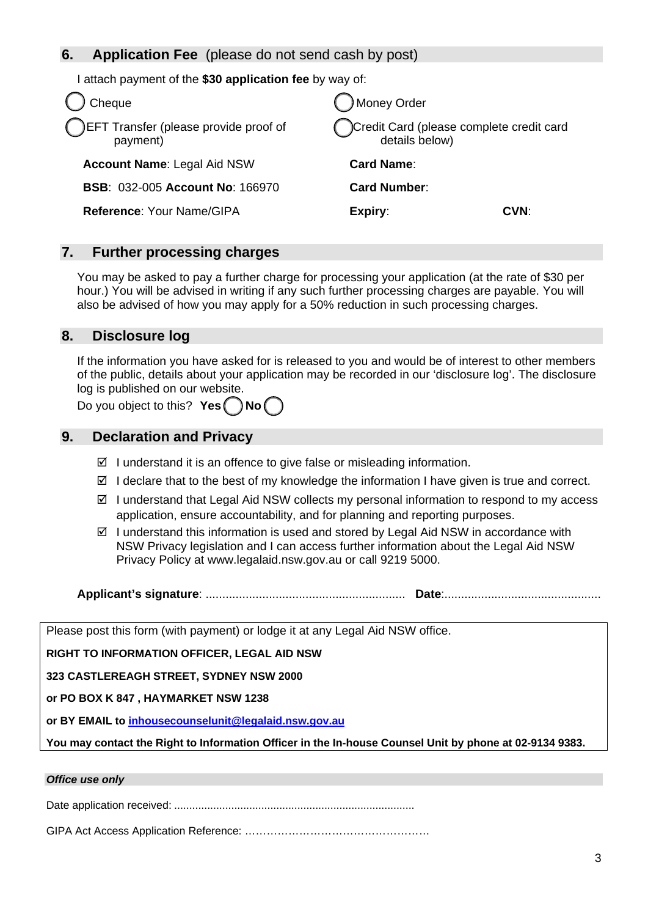## 6. Application Fee (please do not send cash by post)

I attach payment of the **$30 application fee** by way of:

◯ Cheque

◯ Money Order

◯ EFT Transfer (please provide proof of payment)

**Account Name**: Legal Aid NSW

**BSB**: 032-005 **Account No**: 166970

**Reference**: Your Name/GIPA

◯ Credit Card (please complete credit card details below)

**Card Name**:

**Card Number**:

**Expiry**: **CVN**:

## 7. Further processing charges

You may be asked to pay a further charge for processing your application (at the rate of $30 per hour.) You will be advised in writing if any such further processing charges are payable. You will also be advised of how you may apply for a 50% reduction in such processing charges.

## 8. Disclosure log

If the information you have asked for is released to you and would be of interest to other members of the public, details about your application may be recorded in our 'disclosure log'. The disclosure log is published on our website.

Do you object to this? **Yes** ◯ **No** ◯

## 9. Declaration and Privacy

- ☑ I understand it is an offence to give false or misleading information.
- ☑ I declare that to the best of my knowledge the information I have given is true and correct.
- ☑ I understand that Legal Aid NSW collects my personal information to respond to my access application, ensure accountability, and for planning and reporting purposes.
- ☑ I understand this information is used and stored by Legal Aid NSW in accordance with NSW Privacy legislation and I can access further information about the Legal Aid NSW Privacy Policy at www.legalaid.nsw.gov.au or call 9219 5000.

**Applicant's signature**: ............................................................ **Date**:...............................................

Please post this form (with payment) or lodge it at any Legal Aid NSW office.

**RIGHT TO INFORMATION OFFICER, LEGAL AID NSW**

**323 CASTLEREAGH STREET, SYDNEY NSW 2000**

**or PO BOX K 847 , HAYMARKET NSW 1238**

**or BY EMAIL to inhousecounselunit@legalaid.nsw.gov.au**

**You may contact the Right to Information Officer in the In-house Counsel Unit by phone at 02-9134 9383.**

***Office use only***

Date application received: ...............................................................................

GIPA Act Access Application Reference: ……………………………………………